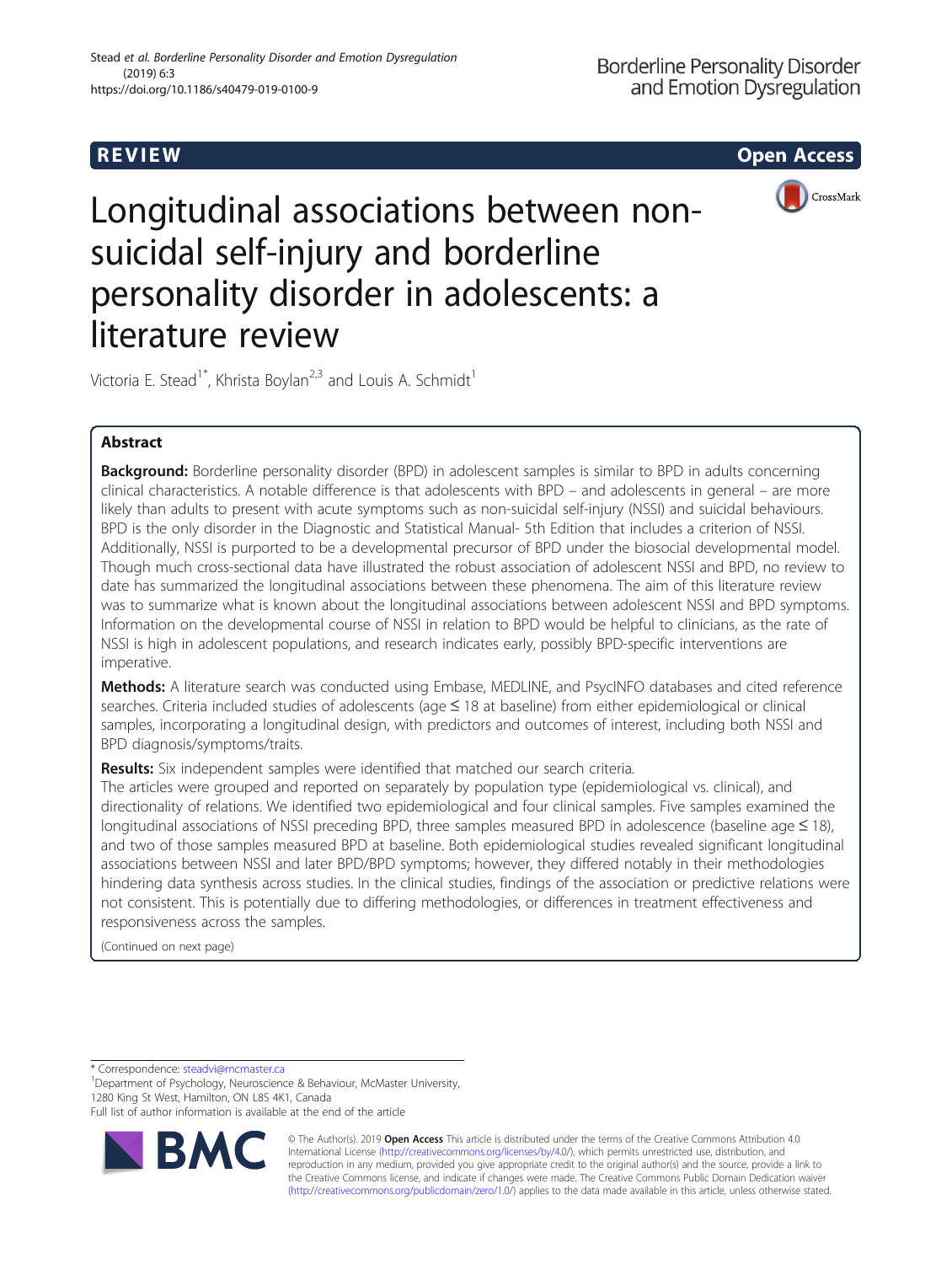REVIEW

Open Access

# Longitudinal associations between non-suicidal self-injury and borderline personality disorder in adolescents: a literature review

Victoria E. Stead[1*], Khrista Boylan[2,3] and Louis A. Schmidt[1]

## Abstract

**Background:** Borderline personality disorder (BPD) in adolescent samples is similar to BPD in adults concerning clinical characteristics. A notable difference is that adolescents with BPD – and adolescents in general – are more likely than adults to present with acute symptoms such as non-suicidal self-injury (NSSI) and suicidal behaviours. BPD is the only disorder in the Diagnostic and Statistical Manual- 5th Edition that includes a criterion of NSSI. Additionally, NSSI is purported to be a developmental precursor of BPD under the biosocial developmental model. Though much cross-sectional data have illustrated the robust association of adolescent NSSI and BPD, no review to date has summarized the longitudinal associations between these phenomena. The aim of this literature review was to summarize what is known about the longitudinal associations between adolescent NSSI and BPD symptoms. Information on the developmental course of NSSI in relation to BPD would be helpful to clinicians, as the rate of NSSI is high in adolescent populations, and research indicates early, possibly BPD-specific interventions are imperative.

**Methods:** A literature search was conducted using Embase, MEDLINE, and PsycINFO databases and cited reference searches. Criteria included studies of adolescents (age ≤ 18 at baseline) from either epidemiological or clinical samples, incorporating a longitudinal design, with predictors and outcomes of interest, including both NSSI and BPD diagnosis/symptoms/traits.

**Results:** Six independent samples were identified that matched our search criteria.
The articles were grouped and reported on separately by population type (epidemiological vs. clinical), and directionality of relations. We identified two epidemiological and four clinical samples. Five samples examined the longitudinal associations of NSSI preceding BPD, three samples measured BPD in adolescence (baseline age ≤ 18), and two of those samples measured BPD at baseline. Both epidemiological studies revealed significant longitudinal associations between NSSI and later BPD/BPD symptoms; however, they differed notably in their methodologies hindering data synthesis across studies. In the clinical studies, findings of the association or predictive relations were not consistent. This is potentially due to differing methodologies, or differences in treatment effectiveness and responsiveness across the samples.

(Continued on next page)

\* Correspondence: steadvi@mcmaster.ca
[1]Department of Psychology, Neuroscience & Behaviour, McMaster University, 1280 King St West, Hamilton, ON L8S 4K1, Canada
Full list of author information is available at the end of the article

© The Author(s). 2019 **Open Access** This article is distributed under the terms of the Creative Commons Attribution 4.0 International License (http://creativecommons.org/licenses/by/4.0/), which permits unrestricted use, distribution, and reproduction in any medium, provided you give appropriate credit to the original author(s) and the source, provide a link to the Creative Commons license, and indicate if changes were made. The Creative Commons Public Domain Dedication waiver (http://creativecommons.org/publicdomain/zero/1.0/) applies to the data made available in this article, unless otherwise stated.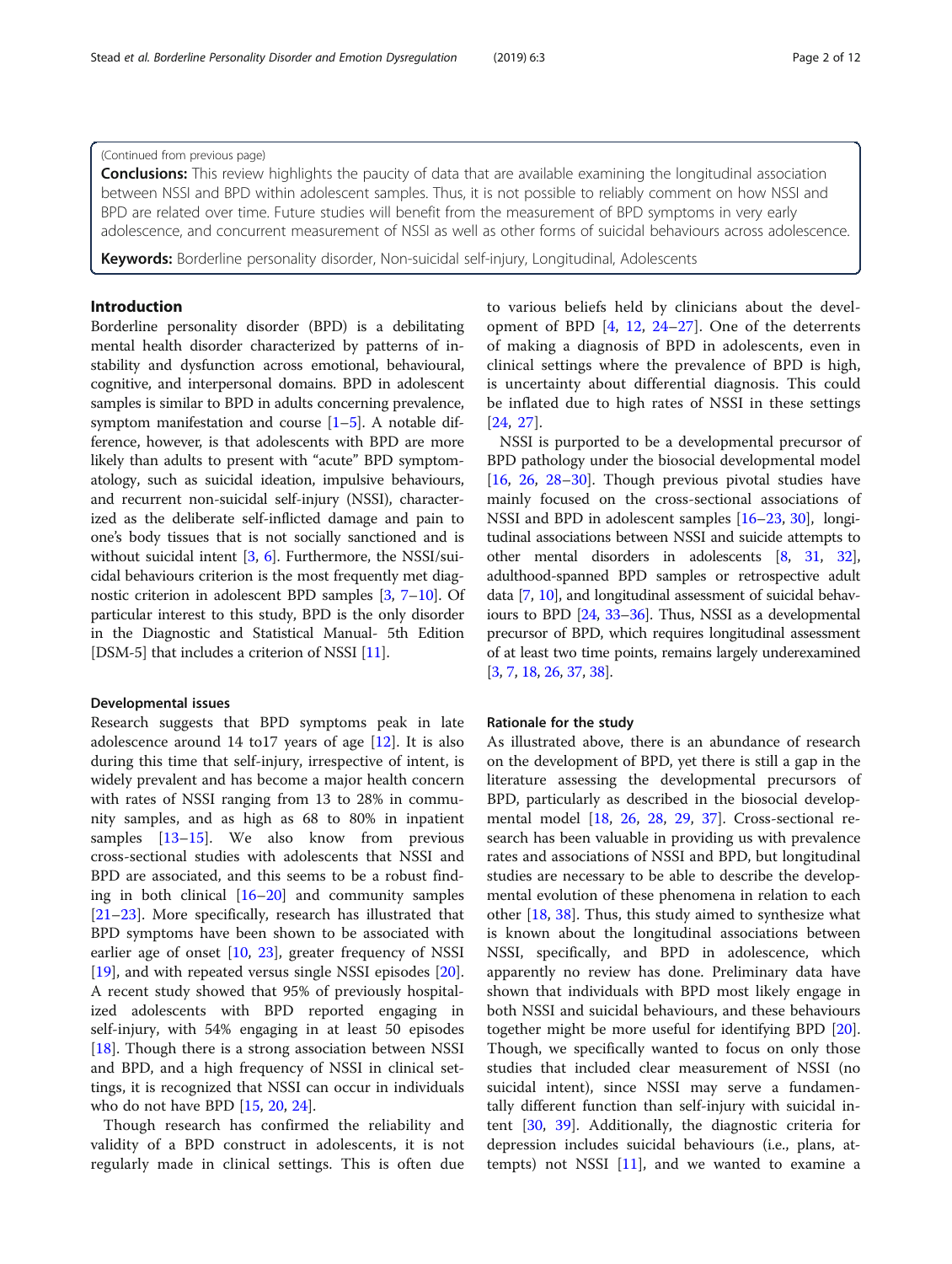(Continued from previous page)

**Conclusions:** This review highlights the paucity of data that are available examining the longitudinal association between NSSI and BPD within adolescent samples. Thus, it is not possible to reliably comment on how NSSI and BPD are related over time. Future studies will benefit from the measurement of BPD symptoms in very early adolescence, and concurrent measurement of NSSI as well as other forms of suicidal behaviours across adolescence.

**Keywords:** Borderline personality disorder, Non-suicidal self-injury, Longitudinal, Adolescents

## Introduction

Borderline personality disorder (BPD) is a debilitating mental health disorder characterized by patterns of instability and dysfunction across emotional, behavioural, cognitive, and interpersonal domains. BPD in adolescent samples is similar to BPD in adults concerning prevalence, symptom manifestation and course [1–5]. A notable difference, however, is that adolescents with BPD are more likely than adults to present with "acute" BPD symptomatology, such as suicidal ideation, impulsive behaviours, and recurrent non-suicidal self-injury (NSSI), characterized as the deliberate self-inflicted damage and pain to one's body tissues that is not socially sanctioned and is without suicidal intent [3, 6]. Furthermore, the NSSI/suicidal behaviours criterion is the most frequently met diagnostic criterion in adolescent BPD samples [3, 7–10]. Of particular interest to this study, BPD is the only disorder in the Diagnostic and Statistical Manual- 5th Edition [DSM-5] that includes a criterion of NSSI [11].

### Developmental issues

Research suggests that BPD symptoms peak in late adolescence around 14 to17 years of age [12]. It is also during this time that self-injury, irrespective of intent, is widely prevalent and has become a major health concern with rates of NSSI ranging from 13 to 28% in community samples, and as high as 68 to 80% in inpatient samples [13–15]. We also know from previous cross-sectional studies with adolescents that NSSI and BPD are associated, and this seems to be a robust finding in both clinical [16–20] and community samples [21–23]. More specifically, research has illustrated that BPD symptoms have been shown to be associated with earlier age of onset [10, 23], greater frequency of NSSI [19], and with repeated versus single NSSI episodes [20]. A recent study showed that 95% of previously hospitalized adolescents with BPD reported engaging in self-injury, with 54% engaging in at least 50 episodes [18]. Though there is a strong association between NSSI and BPD, and a high frequency of NSSI in clinical settings, it is recognized that NSSI can occur in individuals who do not have BPD [15, 20, 24].

Though research has confirmed the reliability and validity of a BPD construct in adolescents, it is not regularly made in clinical settings. This is often due to various beliefs held by clinicians about the development of BPD [4, 12, 24–27]. One of the deterrents of making a diagnosis of BPD in adolescents, even in clinical settings where the prevalence of BPD is high, is uncertainty about differential diagnosis. This could be inflated due to high rates of NSSI in these settings [24, 27].

NSSI is purported to be a developmental precursor of BPD pathology under the biosocial developmental model [16, 26, 28–30]. Though previous pivotal studies have mainly focused on the cross-sectional associations of NSSI and BPD in adolescent samples [16–23, 30], longitudinal associations between NSSI and suicide attempts to other mental disorders in adolescents [8, 31, 32], adulthood-spanned BPD samples or retrospective adult data [7, 10], and longitudinal assessment of suicidal behaviours to BPD [24, 33–36]. Thus, NSSI as a developmental precursor of BPD, which requires longitudinal assessment of at least two time points, remains largely underexamined [3, 7, 18, 26, 37, 38].

### Rationale for the study

As illustrated above, there is an abundance of research on the development of BPD, yet there is still a gap in the literature assessing the developmental precursors of BPD, particularly as described in the biosocial developmental model [18, 26, 28, 29, 37]. Cross-sectional research has been valuable in providing us with prevalence rates and associations of NSSI and BPD, but longitudinal studies are necessary to be able to describe the developmental evolution of these phenomena in relation to each other [18, 38]. Thus, this study aimed to synthesize what is known about the longitudinal associations between NSSI, specifically, and BPD in adolescence, which apparently no review has done. Preliminary data have shown that individuals with BPD most likely engage in both NSSI and suicidal behaviours, and these behaviours together might be more useful for identifying BPD [20]. Though, we specifically wanted to focus on only those studies that included clear measurement of NSSI (no suicidal intent), since NSSI may serve a fundamentally different function than self-injury with suicidal intent [30, 39]. Additionally, the diagnostic criteria for depression includes suicidal behaviours (i.e., plans, attempts) not NSSI [11], and we wanted to examine a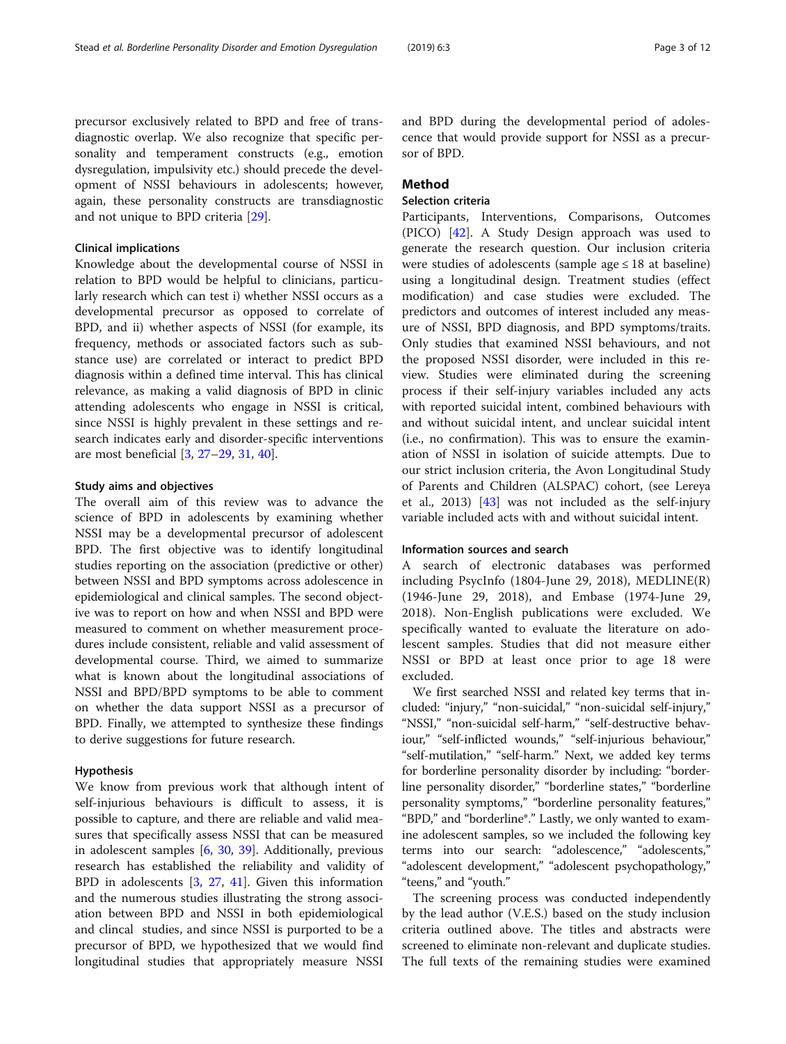precursor exclusively related to BPD and free of transdiagnostic overlap. We also recognize that specific personality and temperament constructs (e.g., emotion dysregulation, impulsivity etc.) should precede the development of NSSI behaviours in adolescents; however, again, these personality constructs are transdiagnostic and not unique to BPD criteria [29].

### Clinical implications

Knowledge about the developmental course of NSSI in relation to BPD would be helpful to clinicians, particularly research which can test i) whether NSSI occurs as a developmental precursor as opposed to correlate of BPD, and ii) whether aspects of NSSI (for example, its frequency, methods or associated factors such as substance use) are correlated or interact to predict BPD diagnosis within a defined time interval. This has clinical relevance, as making a valid diagnosis of BPD in clinic attending adolescents who engage in NSSI is critical, since NSSI is highly prevalent in these settings and research indicates early and disorder-specific interventions are most beneficial [3, 27–29, 31, 40].

### Study aims and objectives

The overall aim of this review was to advance the science of BPD in adolescents by examining whether NSSI may be a developmental precursor of adolescent BPD. The first objective was to identify longitudinal studies reporting on the association (predictive or other) between NSSI and BPD symptoms across adolescence in epidemiological and clinical samples. The second objective was to report on how and when NSSI and BPD were measured to comment on whether measurement procedures include consistent, reliable and valid assessment of developmental course. Third, we aimed to summarize what is known about the longitudinal associations of NSSI and BPD/BPD symptoms to be able to comment on whether the data support NSSI as a precursor of BPD. Finally, we attempted to synthesize these findings to derive suggestions for future research.

### Hypothesis

We know from previous work that although intent of self-injurious behaviours is difficult to assess, it is possible to capture, and there are reliable and valid measures that specifically assess NSSI that can be measured in adolescent samples [6, 30, 39]. Additionally, previous research has established the reliability and validity of BPD in adolescents [3, 27, 41]. Given this information and the numerous studies illustrating the strong association between BPD and NSSI in both epidemiological and clincal studies, and since NSSI is purported to be a precursor of BPD, we hypothesized that we would find longitudinal studies that appropriately measure NSSI and BPD during the developmental period of adolescence that would provide support for NSSI as a precursor of BPD.

## Method

### Selection criteria

Participants, Interventions, Comparisons, Outcomes (PICO) [42]. A Study Design approach was used to generate the research question. Our inclusion criteria were studies of adolescents (sample age ≤ 18 at baseline) using a longitudinal design. Treatment studies (effect modification) and case studies were excluded. The predictors and outcomes of interest included any measure of NSSI, BPD diagnosis, and BPD symptoms/traits. Only studies that examined NSSI behaviours, and not the proposed NSSI disorder, were included in this review. Studies were eliminated during the screening process if their self-injury variables included any acts with reported suicidal intent, combined behaviours with and without suicidal intent, and unclear suicidal intent (i.e., no confirmation). This was to ensure the examination of NSSI in isolation of suicide attempts. Due to our strict inclusion criteria, the Avon Longitudinal Study of Parents and Children (ALSPAC) cohort, (see Lereya et al., 2013) [43] was not included as the self-injury variable included acts with and without suicidal intent.

### Information sources and search

A search of electronic databases was performed including PsycInfo (1804-June 29, 2018), MEDLINE(R) (1946-June 29, 2018), and Embase (1974-June 29, 2018). Non-English publications were excluded. We specifically wanted to evaluate the literature on adolescent samples. Studies that did not measure either NSSI or BPD at least once prior to age 18 were excluded.

We first searched NSSI and related key terms that included: "injury," "non-suicidal," "non-suicidal self-injury," "NSSI," "non-suicidal self-harm," "self-destructive behaviour," "self-inflicted wounds," "self-injurious behaviour," "self-mutilation," "self-harm." Next, we added key terms for borderline personality disorder by including: "borderline personality disorder," "borderline states," "borderline personality symptoms," "borderline personality features," "BPD," and "borderline*." Lastly, we only wanted to examine adolescent samples, so we included the following key terms into our search: "adolescence," "adolescents," "adolescent development," "adolescent psychopathology," "teens," and "youth."

The screening process was conducted independently by the lead author (V.E.S.) based on the study inclusion criteria outlined above. The titles and abstracts were screened to eliminate non-relevant and duplicate studies. The full texts of the remaining studies were examined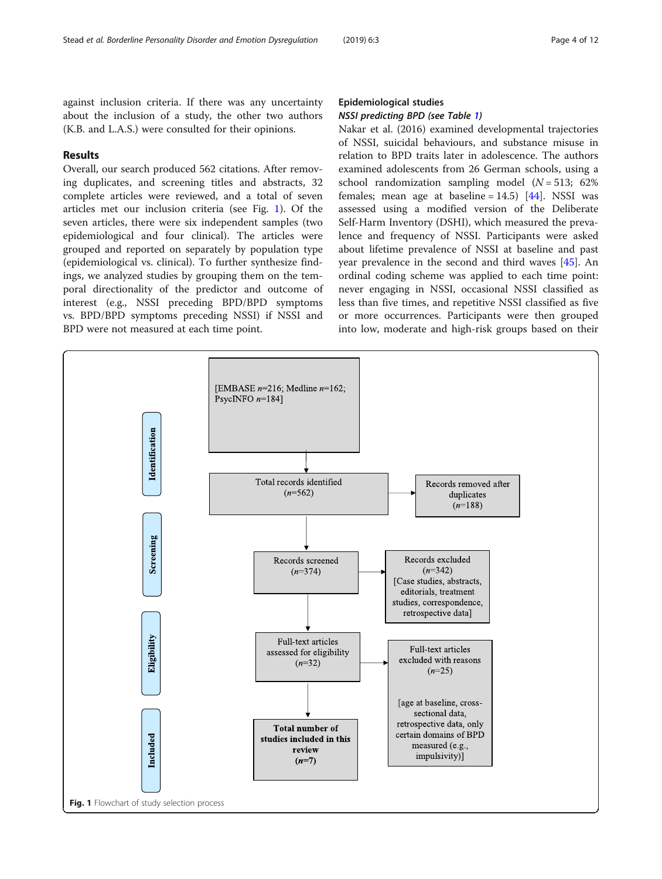against inclusion criteria. If there was any uncertainty about the inclusion of a study, the other two authors (K.B. and L.A.S.) were consulted for their opinions.

## Results

Overall, our search produced 562 citations. After removing duplicates, and screening titles and abstracts, 32 complete articles were reviewed, and a total of seven articles met our inclusion criteria (see Fig. 1). Of the seven articles, there were six independent samples (two epidemiological and four clinical). The articles were grouped and reported on separately by population type (epidemiological vs. clinical). To further synthesize findings, we analyzed studies by grouping them on the temporal directionality of the predictor and outcome of interest (e.g., NSSI preceding BPD/BPD symptoms vs. BPD/BPD symptoms preceding NSSI) if NSSI and BPD were not measured at each time point.

### Epidemiological studies

#### *NSSI predicting BPD (see Table 1)*

Nakar et al. (2016) examined developmental trajectories of NSSI, suicidal behaviours, and substance misuse in relation to BPD traits later in adolescence. The authors examined adolescents from 26 German schools, using a school randomization sampling model ($N = 513$; 62% females; mean age at baseline = 14.5) [44]. NSSI was assessed using a modified version of the Deliberate Self-Harm Inventory (DSHI), which measured the prevalence and frequency of NSSI. Participants were asked about lifetime prevalence of NSSI at baseline and past year prevalence in the second and third waves [45]. An ordinal coding scheme was applied to each time point: never engaging in NSSI, occasional NSSI classified as less than five times, and repetitive NSSI classified as five or more occurrences. Participants were then grouped into low, moderate and high-risk groups based on their

Identification: [EMBASE *n*=216; Medline *n*=162; PsycINFO *n*=184] → Total records identified (*n*=562) → Records removed after duplicates (*n*=188)

Screening: Records screened (*n*=374) → Records excluded (*n*=342) [Case studies, abstracts, editorials, treatment studies, correspondence, retrospective data]

Eligibility: Full-text articles assessed for eligibility (*n*=32) → Full-text articles excluded with reasons (*n*=25) [age at baseline, cross-sectional data, retrospective data, only certain domains of BPD measured (e.g., impulsivity)]

Included: **Total number of studies included in this review (*n*=7)**

**Fig. 1** Flowchart of study selection process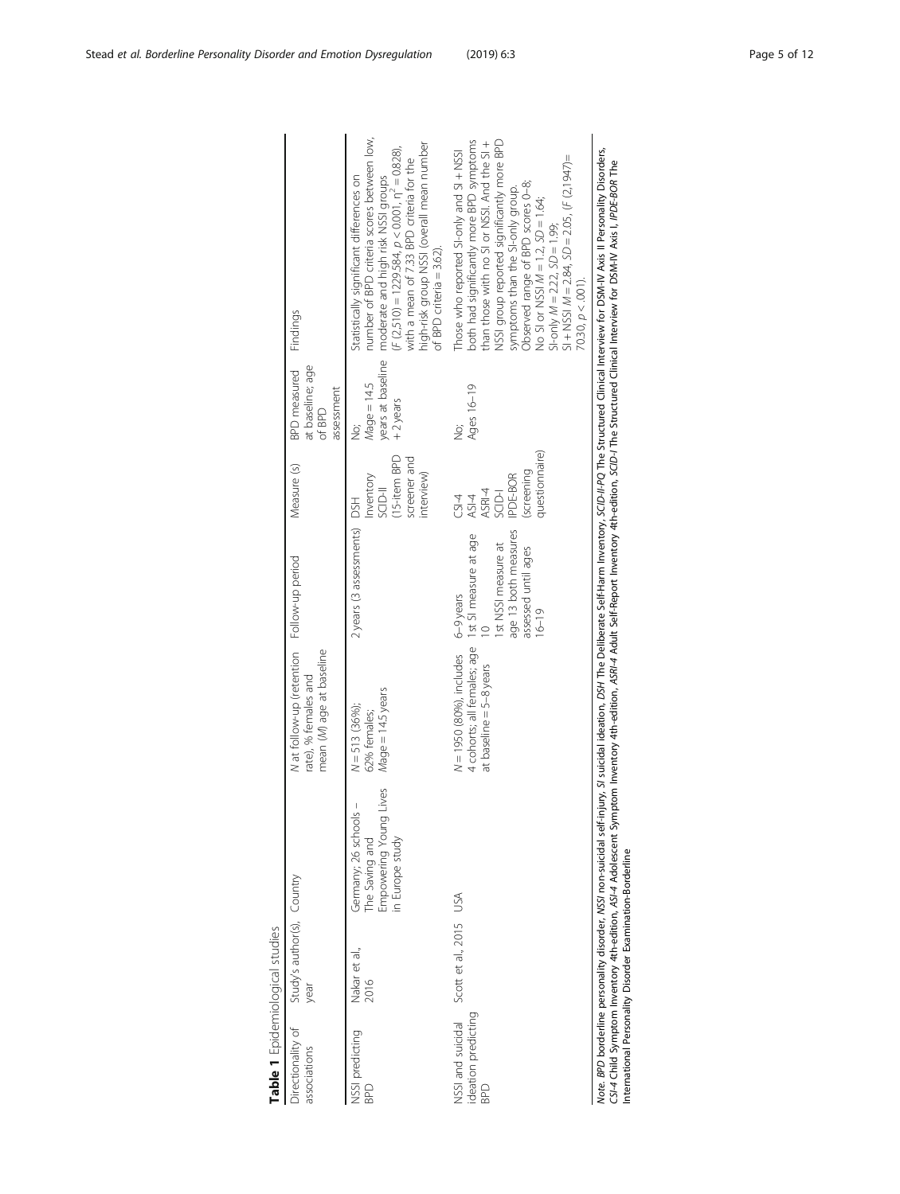**Table 1** Epidemiological studies

| Directionality of associations | Study's author(s), year | Country | N at follow-up (retention rate), % females and mean (M) age at baseline | Follow-up period | Measure (s) | BPD measured at baseline; age of BPD assessment | Findings |
|---|---|---|---|---|---|---|---|
| NSSI predicting BPD | Nakar et al., 2016 | Germany; 26 schools – The Saving and Empowering Young Lives in Europe study | $N = 513$ (36%); 62% females; $Mage = 14.5$ years | 2 years (3 assessments) | DSH Inventory SCID-II (15-item BPD screener and interview) | No; $Mage = 14.5$ years at baseline + 2 years | Statistically significant differences on number of BPD criteria scores between low, moderate and high risk NSSI groups ($F$ (2,510) = 1229.584, $p < 0.001$, $\eta^2 = 0.828$), with a mean of 7.33 BPD criteria for the high-risk group NSSI (overall mean number of BPD criteria = 3.62). |
| NSSI and suicidal ideation predicting BPD | Scott et al., 2015 | USA | $N = 1950$ (80%), includes 4 cohorts; all females; age at baseline = 5–8 years | 6–9 years 1st SI measure at age 10 1st NSSI measure at age 13 both measures assessed until ages 16–19 | CSI-4 ASI-4 ASRI-4 SCID-I IPDE-BOR (screening questionnaire) | No; Ages 16–19 | Those who reported SI-only and SI + NSSI both had significantly more BPD symptoms than those with no SI or NSSI. And the SI + NSSI group reported significantly more BPD symptoms than the SI-only group. Observed range of BPD scores 0–8; No SI or NSSI $M = 1.2$, $SD = 1.64$; SI-only $M = 2.22$, $SD = 1.99$; SI + NSSI $M = 2.84$, $SD = 2.05$, ($F$ (2,1947)= 70.30, $p < .001$). |

*Note*. *BPD* borderline personality disorder, *NSSI* non-suicidal self-injury, *SI* suicidal ideation, *DSH* The Deliberate Self-Harm Inventory, *SCID-II-PQ* The Structured Clinical Interview for DSM-IV Axis II Personality Disorders, *CSI-4* Child Symptom Inventory 4th-edition, *ASI-4* Adolescent Symptom Inventory 4th-edition, *ASRI-4* Adult Self-Report Inventory 4th-edition, *SCID-I* The Structured Clinical Interview for DSM-IV Axis I, *IPDE-BOR* The International Personality Disorder Examination-Borderline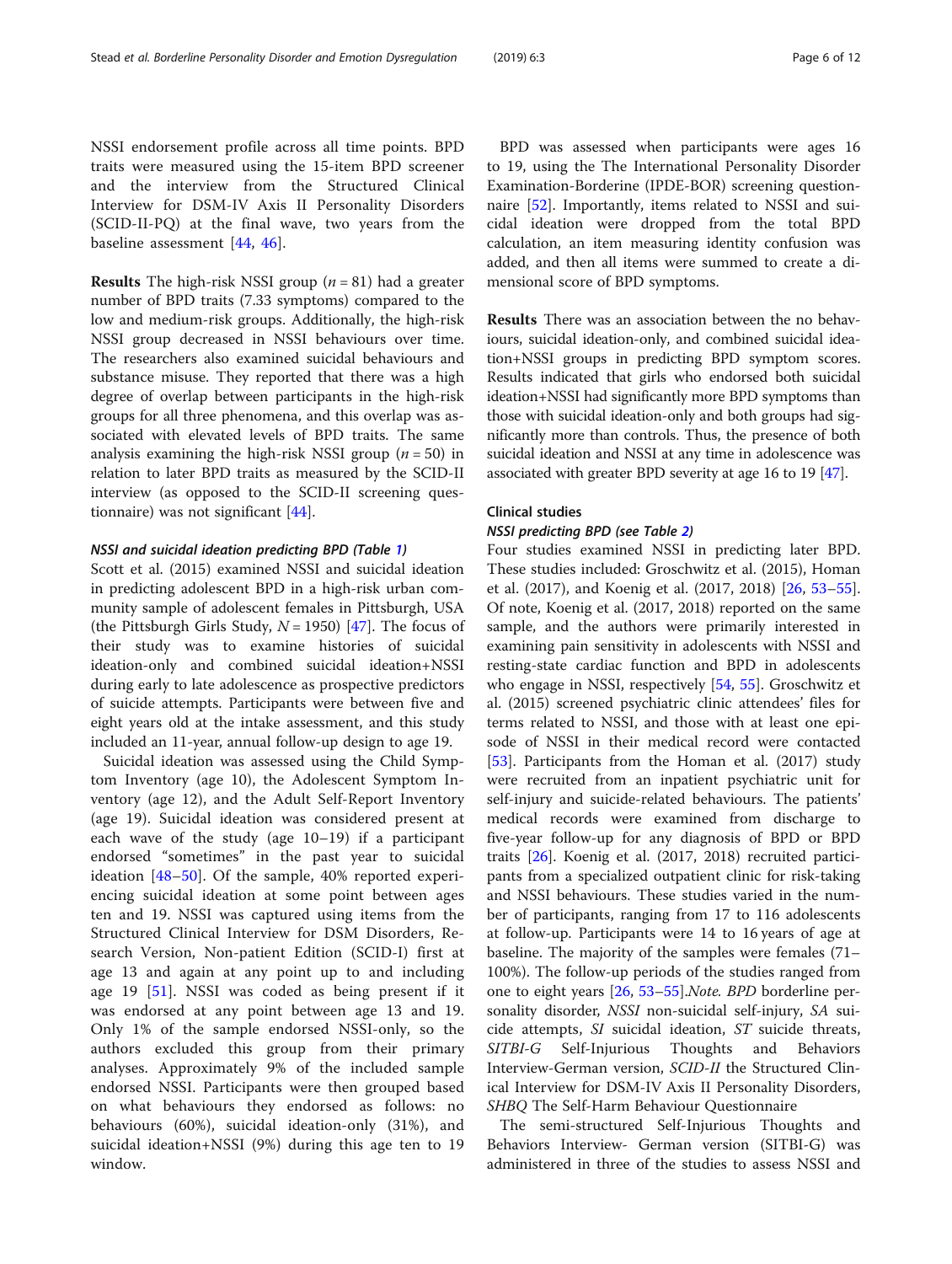NSSI endorsement profile across all time points. BPD traits were measured using the 15-item BPD screener and the interview from the Structured Clinical Interview for DSM-IV Axis II Personality Disorders (SCID-II-PQ) at the final wave, two years from the baseline assessment [44, 46].

**Results** The high-risk NSSI group ($n = 81$) had a greater number of BPD traits (7.33 symptoms) compared to the low and medium-risk groups. Additionally, the high-risk NSSI group decreased in NSSI behaviours over time. The researchers also examined suicidal behaviours and substance misuse. They reported that there was a high degree of overlap between participants in the high-risk groups for all three phenomena, and this overlap was associated with elevated levels of BPD traits. The same analysis examining the high-risk NSSI group ($n = 50$) in relation to later BPD traits as measured by the SCID-II interview (as opposed to the SCID-II screening questionnaire) was not significant [44].

#### *NSSI and suicidal ideation predicting BPD (Table 1)*

Scott et al. (2015) examined NSSI and suicidal ideation in predicting adolescent BPD in a high-risk urban community sample of adolescent females in Pittsburgh, USA (the Pittsburgh Girls Study, $N = 1950$) [47]. The focus of their study was to examine histories of suicidal ideation-only and combined suicidal ideation+NSSI during early to late adolescence as prospective predictors of suicide attempts. Participants were between five and eight years old at the intake assessment, and this study included an 11-year, annual follow-up design to age 19.

Suicidal ideation was assessed using the Child Symptom Inventory (age 10), the Adolescent Symptom Inventory (age 12), and the Adult Self-Report Inventory (age 19). Suicidal ideation was considered present at each wave of the study (age 10–19) if a participant endorsed "sometimes" in the past year to suicidal ideation [48–50]. Of the sample, 40% reported experiencing suicidal ideation at some point between ages ten and 19. NSSI was captured using items from the Structured Clinical Interview for DSM Disorders, Research Version, Non-patient Edition (SCID-I) first at age 13 and again at any point up to and including age 19 [51]. NSSI was coded as being present if it was endorsed at any point between age 13 and 19. Only 1% of the sample endorsed NSSI-only, so the authors excluded this group from their primary analyses. Approximately 9% of the included sample endorsed NSSI. Participants were then grouped based on what behaviours they endorsed as follows: no behaviours (60%), suicidal ideation-only (31%), and suicidal ideation+NSSI (9%) during this age ten to 19 window.

BPD was assessed when participants were ages 16 to 19, using the The International Personality Disorder Examination-Borderine (IPDE-BOR) screening questionnaire [52]. Importantly, items related to NSSI and suicidal ideation were dropped from the total BPD calculation, an item measuring identity confusion was added, and then all items were summed to create a dimensional score of BPD symptoms.

**Results** There was an association between the no behaviours, suicidal ideation-only, and combined suicidal ideation+NSSI groups in predicting BPD symptom scores. Results indicated that girls who endorsed both suicidal ideation+NSSI had significantly more BPD symptoms than those with suicidal ideation-only and both groups had significantly more than controls. Thus, the presence of both suicidal ideation and NSSI at any time in adolescence was associated with greater BPD severity at age 16 to 19 [47].

### Clinical studies

#### *NSSI predicting BPD (see Table 2)*

Four studies examined NSSI in predicting later BPD. These studies included: Groschwitz et al. (2015), Homan et al. (2017), and Koenig et al. (2017, 2018) [26, 53–55]. Of note, Koenig et al. (2017, 2018) reported on the same sample, and the authors were primarily interested in examining pain sensitivity in adolescents with NSSI and resting-state cardiac function and BPD in adolescents who engage in NSSI, respectively [54, 55]. Groschwitz et al. (2015) screened psychiatric clinic attendees' files for terms related to NSSI, and those with at least one episode of NSSI in their medical record were contacted [53]. Participants from the Homan et al. (2017) study were recruited from an inpatient psychiatric unit for self-injury and suicide-related behaviours. The patients' medical records were examined from discharge to five-year follow-up for any diagnosis of BPD or BPD traits [26]. Koenig et al. (2017, 2018) recruited participants from a specialized outpatient clinic for risk-taking and NSSI behaviours. These studies varied in the number of participants, ranging from 17 to 116 adolescents at follow-up. Participants were 14 to 16 years of age at baseline. The majority of the samples were females (71–100%). The follow-up periods of the studies ranged from one to eight years [26, 53–55].*Note. BPD* borderline personality disorder, *NSSI* non-suicidal self-injury, *SA* suicide attempts, *SI* suicidal ideation, *ST* suicide threats, *SITBI-G* Self-Injurious Thoughts and Behaviors Interview-German version, *SCID-II* the Structured Clinical Interview for DSM-IV Axis II Personality Disorders, *SHBQ* The Self-Harm Behaviour Questionnaire

The semi-structured Self-Injurious Thoughts and Behaviors Interview- German version (SITBI-G) was administered in three of the studies to assess NSSI and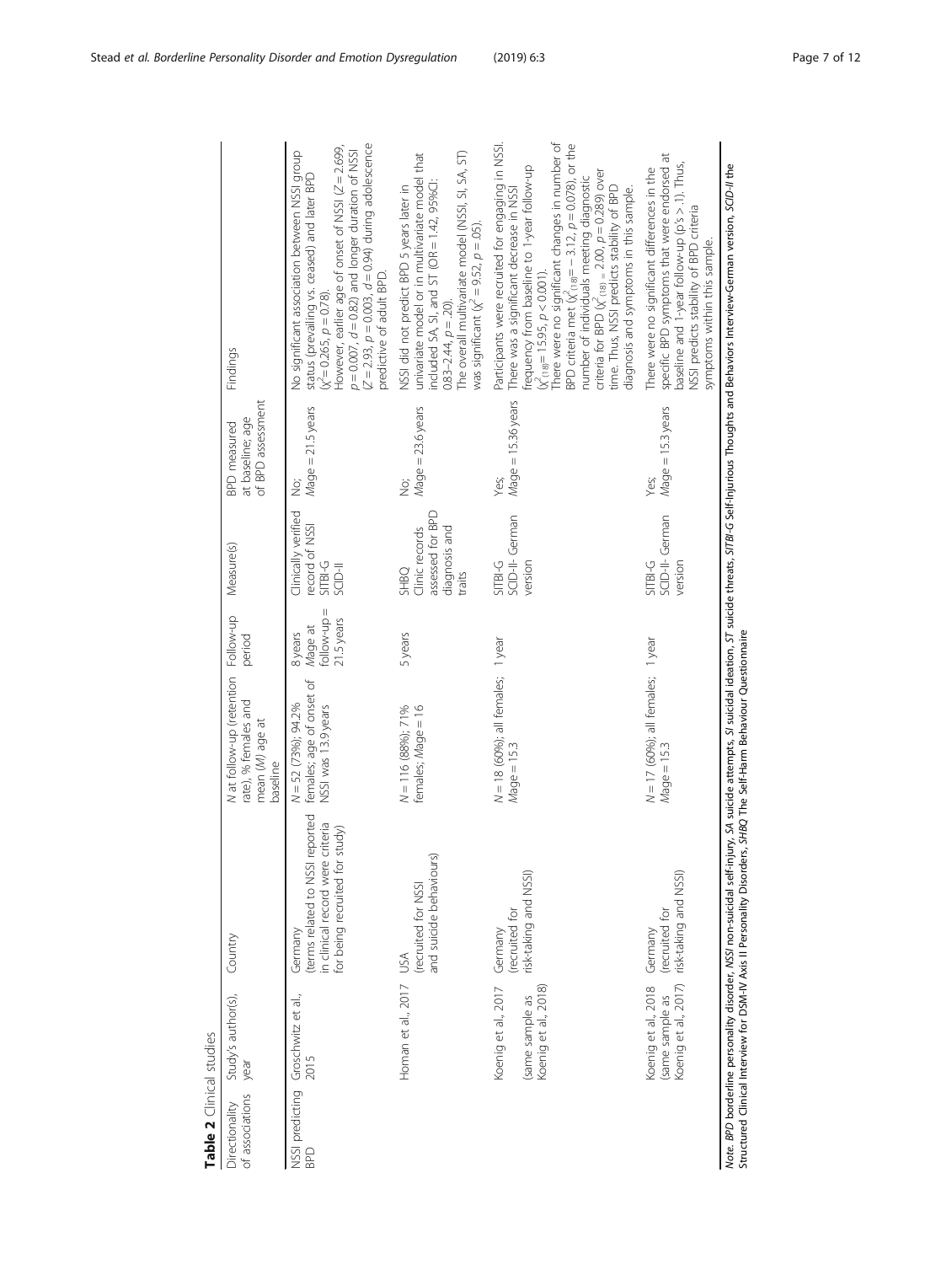**Table 2** Clinical studies

| Directionality of associations | Study's author(s), year | Country | N at follow-up (retention rate), % females and mean (M) age at baseline | Follow-up period | Measure(s) | BPD measured at baseline; age of BPD assessment | Findings |
|---|---|---|---|---|---|---|---|
| NSSI predicting BPD | Groschwitz et al., 2015 | Germany (terms related to NSSI reported in clinical record were criteria for being recruited for study) | N = 52 (73%); 94.2% females; age of onset of NSSI was 13.9 years | 8 years *M*age at follow-up = 21.5 years | Clinically verified record of NSSI SITBI-G SCID-II | No; *M*age = 21.5 years | No significant association between NSSI group status (prevailing vs. ceased) and later BPD ($\chi^2 = 0.265$, $p = 0.78$). However, earlier age of onset of NSSI ($Z = 2.699$, $p = 0.007$, $d = 0.82$) and longer duration of NSSI ($Z = 2.93$, $p = 0.003$, $d = 0.94$) during adolescence predictive of adult BPD. |
| | Homan et al., 2017 | USA (recruited for NSSI and suicide behaviours) | N = 116 (88%); 71% females; *M*age = 16 | 5 years | SHBQ Clinic records assessed for BPD diagnosis and traits | No; *M*age = 23.6 years | NSSI did not predict BPD 5 years later in univariate model or in multivariate model that included SA, SI, and ST (OR = 1.42, 95%CI: 0.83–2.44, $p = .20$). The overall multivariate model (NSSI, SI, SA, ST) was significant ($\chi^2 = 9.52$, $p = .05$). |
| | Koenig et al., 2017 (same sample as Koenig et al., 2018) | Germany (recruited for risk-taking and NSSI) | N = 18 (60%); all females; *M*age = 15.3 | 1 year | SITBI-G SCID-II- German version | Yes; *M*age = 15.36 years | Participants were recruited for engaging in NSSI. There was a significant decrease in NSSI frequency from baseline to 1-year follow-up ($\chi^2_{(18)} = 15.95$, $p < 0.001$). There were no significant changes in number of BPD criteria met ($\chi^2_{(18)} = -3.12$, $p = 0.078$), or the number of individuals meeting diagnostic criteria for BPD ($\chi^2_{(18)} = 2.00$, $p = 0.289$) over time. Thus, NSSI predicts stability of BPD diagnosis and symptoms in this sample. |
| | Koenig et al., 2018 (same sample as Koenig et al., 2017) | Germany (recruited for risk-taking and NSSI) | N = 17 (60%); all females; *M*age = 15.3 | 1 year | SITBI-G SCID-II- German version | Yes; *M*age = 15.3 years | There were no significant differences in the specific BPD symptoms that were endorsed at baseline and 1-year follow-up (p's > .1). Thus, NSSI predicts stability of BPD criteria symptoms within this sample. |

*Note*. *BPD* borderline personality disorder, *NSSI* non-suicidal self-injury, *SA* suicide attempts, *SI* suicidal ideation, *ST* suicide threats, *SITBI-G* Self-Injurious Thoughts and Behaviors Interview-German version, *SCID-II* the Structured Clinical Interview for DSM-IV Axis II Personality Disorders, *SHBQ* The Self-Harm Behaviour Questionnaire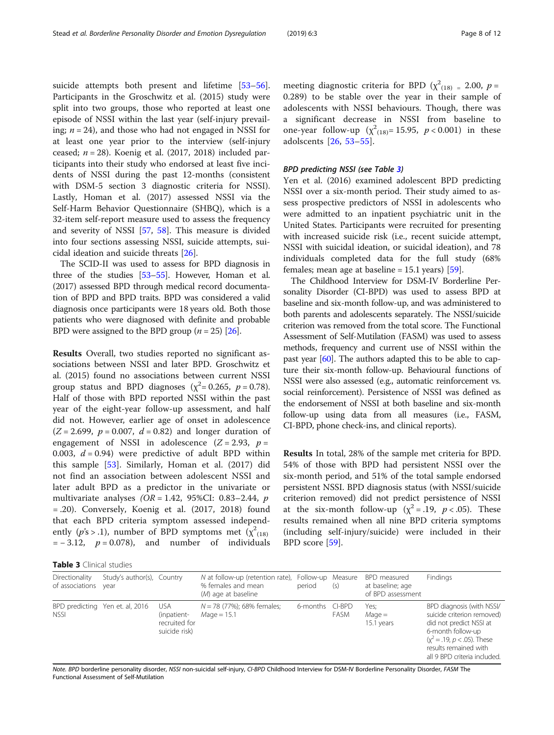suicide attempts both present and lifetime [53–56]. Participants in the Groschwitz et al. (2015) study were split into two groups, those who reported at least one episode of NSSI within the last year (self-injury prevailing; $n = 24$), and those who had not engaged in NSSI for at least one year prior to the interview (self-injury ceased; $n = 28$). Koenig et al. (2017, 2018) included participants into their study who endorsed at least five incidents of NSSI during the past 12-months (consistent with DSM-5 section 3 diagnostic criteria for NSSI). Lastly, Homan et al. (2017) assessed NSSI via the Self-Harm Behavior Questionnaire (SHBQ), which is a 32-item self-report measure used to assess the frequency and severity of NSSI [57, 58]. This measure is divided into four sections assessing NSSI, suicide attempts, suicidal ideation and suicide threats [26].

The SCID-II was used to assess for BPD diagnosis in three of the studies [53–55]. However, Homan et al. (2017) assessed BPD through medical record documentation of BPD and BPD traits. BPD was considered a valid diagnosis once participants were 18 years old. Both those patients who were diagnosed with definite and probable BPD were assigned to the BPD group ($n = 25$) [26].

**Results** Overall, two studies reported no significant associations between NSSI and later BPD. Groschwitz et al. (2015) found no associations between current NSSI group status and BPD diagnoses ($\chi^2 = 0.265$, $p = 0.78$). Half of those with BPD reported NSSI within the past year of the eight-year follow-up assessment, and half did not. However, earlier age of onset in adolescence ($Z = 2.699$, $p = 0.007$, $d = 0.82$) and longer duration of engagement of NSSI in adolescence ($Z = 2.93$, $p = 0.003$, $d = 0.94$) were predictive of adult BPD within this sample [53]. Similarly, Homan et al. (2017) did not find an association between adolescent NSSI and later adult BPD as a predictor in the univariate or multivariate analyses ($OR = 1.42$, 95%CI: 0.83–2.44, $p = .20$). Conversely, Koenig et al. (2017, 2018) found that each BPD criteria symptom assessed independently ($p$'s > .1), number of BPD symptoms met ($\chi^2_{(18)} = -3.12$, $p = 0.078$), and number of individuals meeting diagnostic criteria for BPD ($\chi^2_{(18)} = 2.00$, $p = 0.289$) to be stable over the year in their sample of adolescents with NSSI behaviours. Though, there was a significant decrease in NSSI from baseline to one-year follow-up ($\chi^2_{(18)} = 15.95$, $p < 0.001$) in these adolscents [26, 53–55].

#### *BPD predicting NSSI (see Table 3)*

Yen et al. (2016) examined adolescent BPD predicting NSSI over a six-month period. Their study aimed to assess prospective predictors of NSSI in adolescents who were admitted to an inpatient psychiatric unit in the United States. Participants were recruited for presenting with increased suicide risk (i.e., recent suicide attempt, NSSI with suicidal ideation, or suicidal ideation), and 78 individuals completed data for the full study (68% females; mean age at baseline = 15.1 years) [59].

The Childhood Interview for DSM-IV Borderline Personality Disorder (CI-BPD) was used to assess BPD at baseline and six-month follow-up, and was administered to both parents and adolescents separately. The NSSI/suicide criterion was removed from the total score. The Functional Assessment of Self-Mutilation (FASM) was used to assess methods, frequency and current use of NSSI within the past year [60]. The authors adapted this to be able to capture their six-month follow-up. Behavioural functions of NSSI were also assessed (e.g., automatic reinforcement vs. social reinforcement). Persistence of NSSI was defined as the endorsement of NSSI at both baseline and six-month follow-up using data from all measures (i.e., FASM, CI-BPD, phone check-ins, and clinical reports).

**Results** In total, 28% of the sample met criteria for BPD. 54% of those with BPD had persistent NSSI over the six-month period, and 51% of the total sample endorsed persistent NSSI. BPD diagnosis status (with NSSI/suicide criterion removed) did not predict persistence of NSSI at the six-month follow-up ($\chi^2 = .19$, $p < .05$). These results remained when all nine BPD criteria symptoms (including self-injury/suicide) were included in their BPD score [59].

**Table 3** Clinical studies

| Directionality of associations | Study's author(s), year | Country | *N* at follow-up (retention rate), % females and mean (*M*) age at baseline | Follow-up period | Measure (s) | BPD measured at baseline; age of BPD assessment | Findings |
|---|---|---|---|---|---|---|---|
| BPD predicting NSSI | Yen et. al, 2016 | USA (inpatient-recruited for suicide risk) | $N = 78$ (77%); 68% females; *M*age = 15.1 | 6-months | CI-BPD FASM | Yes; *M*age = 15.1 years | BPD diagnosis (with NSSI/suicide criterion removed) did not predict NSSI at 6-month follow-up ($\chi^2 = .19$, $p < .05$). These results remained with all 9 BPD criteria included. |

*Note. BPD* borderline personality disorder, *NSSI* non-suicidal self-injury, *CI-BPD* Childhood Interview for DSM-IV Borderline Personality Disorder, *FASM* The Functional Assessment of Self-Mutilation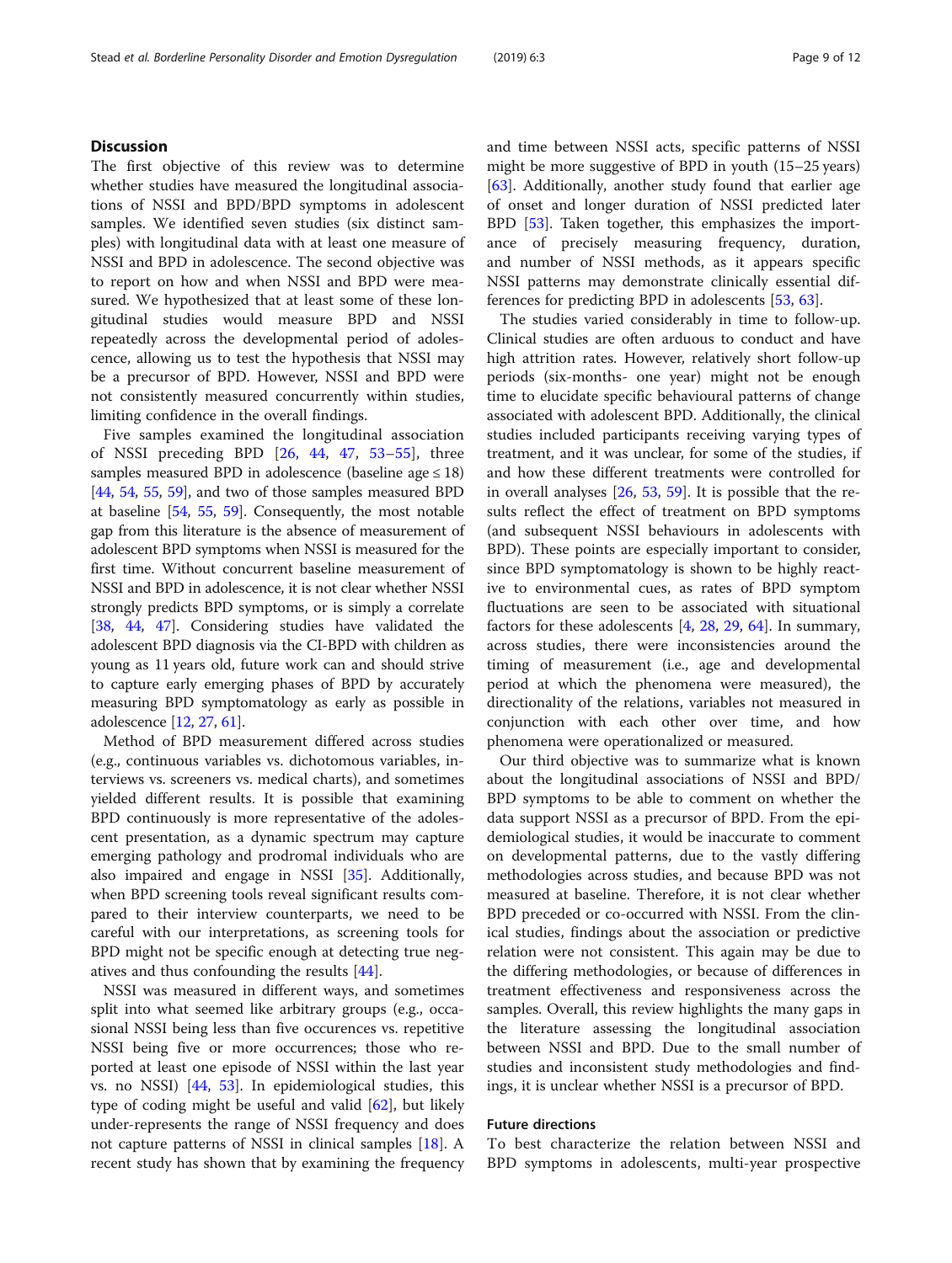## Discussion

The first objective of this review was to determine whether studies have measured the longitudinal associations of NSSI and BPD/BPD symptoms in adolescent samples. We identified seven studies (six distinct samples) with longitudinal data with at least one measure of NSSI and BPD in adolescence. The second objective was to report on how and when NSSI and BPD were measured. We hypothesized that at least some of these longitudinal studies would measure BPD and NSSI repeatedly across the developmental period of adolescence, allowing us to test the hypothesis that NSSI may be a precursor of BPD. However, NSSI and BPD were not consistently measured concurrently within studies, limiting confidence in the overall findings.

Five samples examined the longitudinal association of NSSI preceding BPD [26, 44, 47, 53–55], three samples measured BPD in adolescence (baseline age ≤ 18) [44, 54, 55, 59], and two of those samples measured BPD at baseline [54, 55, 59]. Consequently, the most notable gap from this literature is the absence of measurement of adolescent BPD symptoms when NSSI is measured for the first time. Without concurrent baseline measurement of NSSI and BPD in adolescence, it is not clear whether NSSI strongly predicts BPD symptoms, or is simply a correlate [38, 44, 47]. Considering studies have validated the adolescent BPD diagnosis via the CI-BPD with children as young as 11 years old, future work can and should strive to capture early emerging phases of BPD by accurately measuring BPD symptomatology as early as possible in adolescence [12, 27, 61].

Method of BPD measurement differed across studies (e.g., continuous variables vs. dichotomous variables, interviews vs. screeners vs. medical charts), and sometimes yielded different results. It is possible that examining BPD continuously is more representative of the adolescent presentation, as a dynamic spectrum may capture emerging pathology and prodromal individuals who are also impaired and engage in NSSI [35]. Additionally, when BPD screening tools reveal significant results compared to their interview counterparts, we need to be careful with our interpretations, as screening tools for BPD might not be specific enough at detecting true negatives and thus confounding the results [44].

NSSI was measured in different ways, and sometimes split into what seemed like arbitrary groups (e.g., occasional NSSI being less than five occurences vs. repetitive NSSI being five or more occurrences; those who reported at least one episode of NSSI within the last year vs. no NSSI) [44, 53]. In epidemiological studies, this type of coding might be useful and valid [62], but likely under-represents the range of NSSI frequency and does not capture patterns of NSSI in clinical samples [18]. A recent study has shown that by examining the frequency and time between NSSI acts, specific patterns of NSSI might be more suggestive of BPD in youth (15–25 years) [63]. Additionally, another study found that earlier age of onset and longer duration of NSSI predicted later BPD [53]. Taken together, this emphasizes the importance of precisely measuring frequency, duration, and number of NSSI methods, as it appears specific NSSI patterns may demonstrate clinically essential differences for predicting BPD in adolescents [53, 63].

The studies varied considerably in time to follow-up. Clinical studies are often arduous to conduct and have high attrition rates. However, relatively short follow-up periods (six-months- one year) might not be enough time to elucidate specific behavioural patterns of change associated with adolescent BPD. Additionally, the clinical studies included participants receiving varying types of treatment, and it was unclear, for some of the studies, if and how these different treatments were controlled for in overall analyses [26, 53, 59]. It is possible that the results reflect the effect of treatment on BPD symptoms (and subsequent NSSI behaviours in adolescents with BPD). These points are especially important to consider, since BPD symptomatology is shown to be highly reactive to environmental cues, as rates of BPD symptom fluctuations are seen to be associated with situational factors for these adolescents [4, 28, 29, 64]. In summary, across studies, there were inconsistencies around the timing of measurement (i.e., age and developmental period at which the phenomena were measured), the directionality of the relations, variables not measured in conjunction with each other over time, and how phenomena were operationalized or measured.

Our third objective was to summarize what is known about the longitudinal associations of NSSI and BPD/BPD symptoms to be able to comment on whether the data support NSSI as a precursor of BPD. From the epidemiological studies, it would be inaccurate to comment on developmental patterns, due to the vastly differing methodologies across studies, and because BPD was not measured at baseline. Therefore, it is not clear whether BPD preceded or co-occurred with NSSI. From the clinical studies, findings about the association or predictive relation were not consistent. This again may be due to the differing methodologies, or because of differences in treatment effectiveness and responsiveness across the samples. Overall, this review highlights the many gaps in the literature assessing the longitudinal association between NSSI and BPD. Due to the small number of studies and inconsistent study methodologies and findings, it is unclear whether NSSI is a precursor of BPD.

### Future directions

To best characterize the relation between NSSI and BPD symptoms in adolescents, multi-year prospective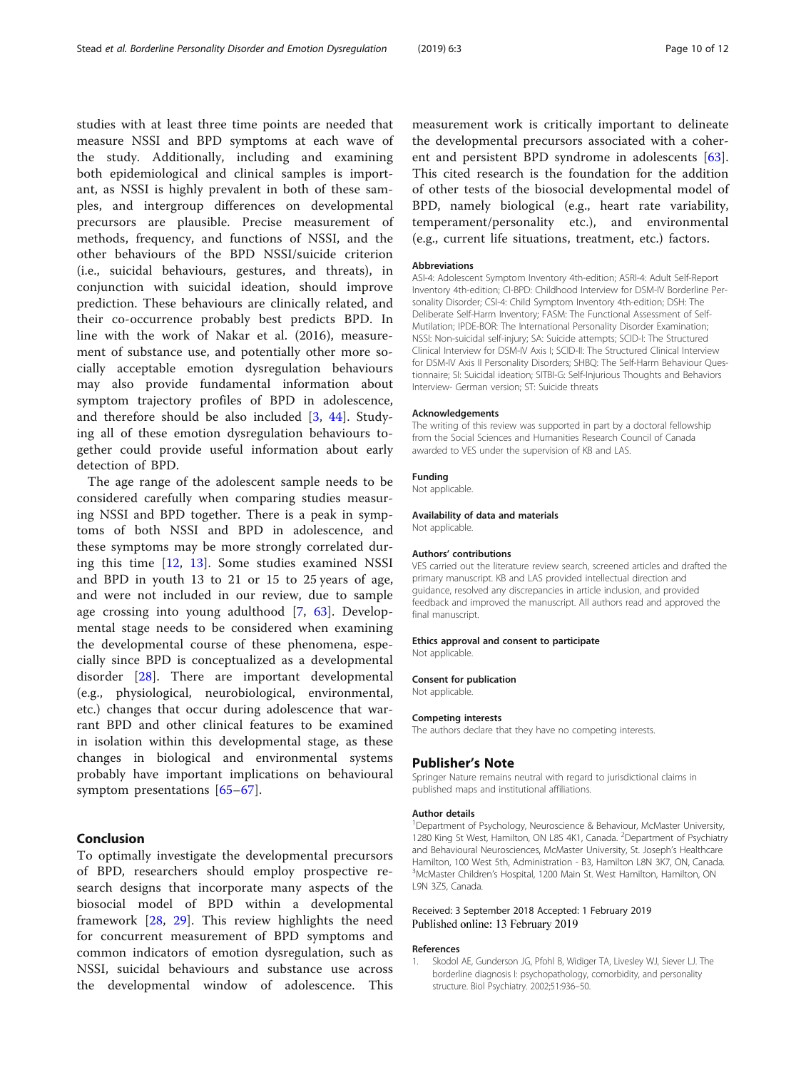studies with at least three time points are needed that measure NSSI and BPD symptoms at each wave of the study. Additionally, including and examining both epidemiological and clinical samples is important, as NSSI is highly prevalent in both of these samples, and intergroup differences on developmental precursors are plausible. Precise measurement of methods, frequency, and functions of NSSI, and the other behaviours of the BPD NSSI/suicide criterion (i.e., suicidal behaviours, gestures, and threats), in conjunction with suicidal ideation, should improve prediction. These behaviours are clinically related, and their co-occurrence probably best predicts BPD. In line with the work of Nakar et al. (2016), measurement of substance use, and potentially other more socially acceptable emotion dysregulation behaviours may also provide fundamental information about symptom trajectory profiles of BPD in adolescence, and therefore should be also included [3, 44]. Studying all of these emotion dysregulation behaviours together could provide useful information about early detection of BPD.

The age range of the adolescent sample needs to be considered carefully when comparing studies measuring NSSI and BPD together. There is a peak in symptoms of both NSSI and BPD in adolescence, and these symptoms may be more strongly correlated during this time [12, 13]. Some studies examined NSSI and BPD in youth 13 to 21 or 15 to 25 years of age, and were not included in our review, due to sample age crossing into young adulthood [7, 63]. Developmental stage needs to be considered when examining the developmental course of these phenomena, especially since BPD is conceptualized as a developmental disorder [28]. There are important developmental (e.g., physiological, neurobiological, environmental, etc.) changes that occur during adolescence that warrant BPD and other clinical features to be examined in isolation within this developmental stage, as these changes in biological and environmental systems probably have important implications on behavioural symptom presentations [65–67].

## Conclusion

To optimally investigate the developmental precursors of BPD, researchers should employ prospective research designs that incorporate many aspects of the biosocial model of BPD within a developmental framework [28, 29]. This review highlights the need for concurrent measurement of BPD symptoms and common indicators of emotion dysregulation, such as NSSI, suicidal behaviours and substance use across the developmental window of adolescence. This measurement work is critically important to delineate the developmental precursors associated with a coherent and persistent BPD syndrome in adolescents [63]. This cited research is the foundation for the addition of other tests of the biosocial developmental model of BPD, namely biological (e.g., heart rate variability, temperament/personality etc.), and environmental (e.g., current life situations, treatment, etc.) factors.

#### Abbreviations

ASI-4: Adolescent Symptom Inventory 4th-edition; ASRI-4: Adult Self-Report Inventory 4th-edition; CI-BPD: Childhood Interview for DSM-IV Borderline Personality Disorder; CSI-4: Child Symptom Inventory 4th-edition; DSH: The Deliberate Self-Harm Inventory; FASM: The Functional Assessment of Self-Mutilation; IPDE-BOR: The International Personality Disorder Examination; NSSI: Non-suicidal self-injury; SA: Suicide attempts; SCID-I: The Structured Clinical Interview for DSM-IV Axis I; SCID-II: The Structured Clinical Interview for DSM-IV Axis II Personality Disorders; SHBQ: The Self-Harm Behaviour Questionnaire; SI: Suicidal ideation; SITBI-G: Self-Injurious Thoughts and Behaviors Interview- German version; ST: Suicide threats

#### Acknowledgements

The writing of this review was supported in part by a doctoral fellowship from the Social Sciences and Humanities Research Council of Canada awarded to VES under the supervision of KB and LAS.

#### Funding

Not applicable.

#### Availability of data and materials

Not applicable.

#### Authors' contributions

VES carried out the literature review search, screened articles and drafted the primary manuscript. KB and LAS provided intellectual direction and guidance, resolved any discrepancies in article inclusion, and provided feedback and improved the manuscript. All authors read and approved the final manuscript.

#### Ethics approval and consent to participate

Not applicable.

#### Consent for publication

Not applicable.

#### Competing interests

The authors declare that they have no competing interests.

## Publisher's Note

Springer Nature remains neutral with regard to jurisdictional claims in published maps and institutional affiliations.

#### Author details

[1]Department of Psychology, Neuroscience & Behaviour, McMaster University, 1280 King St West, Hamilton, ON L8S 4K1, Canada. [2]Department of Psychiatry and Behavioural Neurosciences, McMaster University, St. Joseph's Healthcare Hamilton, 100 West 5th, Administration - B3, Hamilton L8N 3K7, ON, Canada. [3]McMaster Children's Hospital, 1200 Main St. West Hamilton, Hamilton, ON L9N 3Z5, Canada.

Received: 3 September 2018 Accepted: 1 February 2019
Published online: 13 February 2019

#### References

1. Skodol AE, Gunderson JG, Pfohl B, Widiger TA, Livesley WJ, Siever LJ. The borderline diagnosis I: psychopathology, comorbidity, and personality structure. Biol Psychiatry. 2002;51:936–50.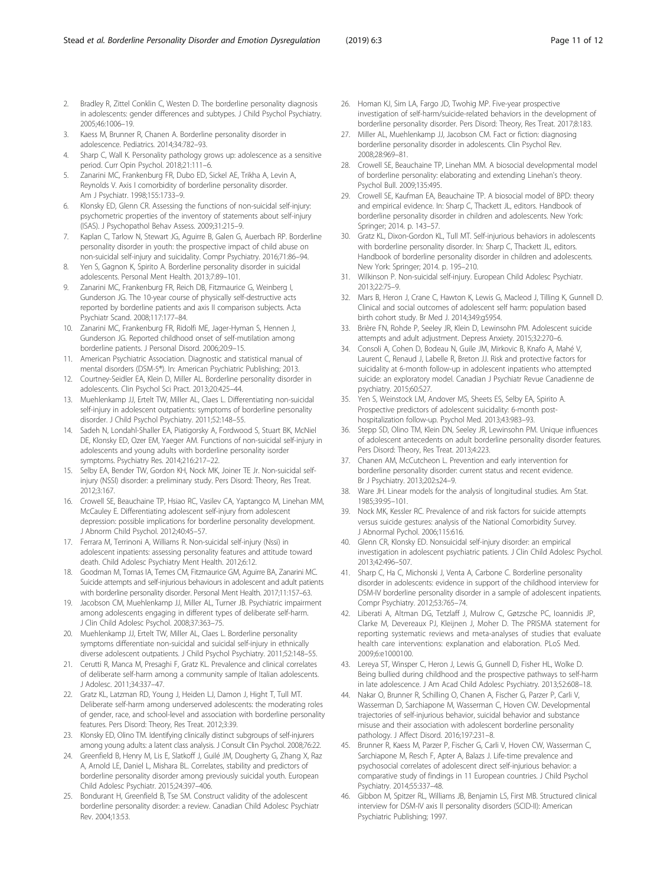2. Bradley R, Zittel Conklin C, Westen D. The borderline personality diagnosis in adolescents: gender differences and subtypes. J Child Psychol Psychiatry. 2005;46:1006–19.
3. Kaess M, Brunner R, Chanen A. Borderline personality disorder in adolescence. Pediatrics. 2014;34:782–93.
4. Sharp C, Wall K. Personality pathology grows up: adolescence as a sensitive period. Curr Opin Psychol. 2018;21:111–6.
5. Zanarini MC, Frankenburg FR, Dubo ED, Sickel AE, Trikha A, Levin A, Reynolds V. Axis I comorbidity of borderline personality disorder. Am J Psychiatr. 1998;155:1733–9.
6. Klonsky ED, Glenn CR. Assessing the functions of non-suicidal self-injury: psychometric properties of the inventory of statements about self-injury (ISAS). J Psychopathol Behav Assess. 2009;31:215–9.
7. Kaplan C, Tarlow N, Stewart JG, Aguirre B, Galen G, Auerbach RP. Borderline personality disorder in youth: the prospective impact of child abuse on non-suicidal self-injury and suicidality. Compr Psychiatry. 2016;71:86–94.
8. Yen S, Gagnon K, Spirito A. Borderline personality disorder in suicidal adolescents. Personal Ment Health. 2013;7:89–101.
9. Zanarini MC, Frankenburg FR, Reich DB, Fitzmaurice G, Weinberg I, Gunderson JG. The 10-year course of physically self-destructive acts reported by borderline patients and axis II comparison subjects. Acta Psychiatr Scand. 2008;117:177–84.
10. Zanarini MC, Frankenburg FR, Ridolfi ME, Jager-Hyman S, Hennen J, Gunderson JG. Reported childhood onset of self-mutilation among borderline patients. J Personal Disord. 2006;20:9–15.
11. American Psychiatric Association. Diagnostic and statistical manual of mental disorders (DSM-5®). In: American Psychiatric Publishing; 2013.
12. Courtney-Seidler EA, Klein D, Miller AL. Borderline personality disorder in adolescents. Clin Psychol Sci Pract. 2013;20:425–44.
13. Muehlenkamp JJ, Ertelt TW, Miller AL, Claes L. Differentiating non-suicidal self-injury in adolescent outpatients: symptoms of borderline personality disorder. J Child Psychol Psychiatry. 2011;52:148–55.
14. Sadeh N, Londahl-Shaller EA, Piatigorsky A, Fordwood S, Stuart BK, McNiel DE, Klonsky ED, Ozer EM, Yaeger AM. Functions of non-suicidal self-injury in adolescents and young adults with borderline personality isorder symptoms. Psychiatry Res. 2014;216:217–22.
15. Selby EA, Bender TW, Gordon KH, Nock MK, Joiner TE Jr. Non-suicidal self-injury (NSSI) disorder: a preliminary study. Pers Disord: Theory, Res Treat. 2012;3:167.
16. Crowell SE, Beauchaine TP, Hsiao RC, Vasilev CA, Yaptangco M, Linehan MM, McCauley E. Differentiating adolescent self-injury from adolescent depression: possible implications for borderline personality development. J Abnorm Child Psychol. 2012;40:45–57.
17. Ferrara M, Terrinoni A, Williams R. Non-suicidal self-injury (Nssi) in adolescent inpatients: assessing personality features and attitude toward death. Child Adolesc Psychiatry Ment Health. 2012;6:12.
18. Goodman M, Tomas IA, Temes CM, Fitzmaurice GM, Aguirre BA, Zanarini MC. Suicide attempts and self-injurious behaviours in adolescent and adult patients with borderline personality disorder. Personal Ment Health. 2017;11:157–63.
19. Jacobson CM, Muehlenkamp JJ, Miller AL, Turner JB. Psychiatric impairment among adolescents engaging in different types of deliberate self-harm. J Clin Child Adolesc Psychol. 2008;37:363–75.
20. Muehlenkamp JJ, Ertelt TW, Miller AL, Claes L. Borderline personality symptoms differentiate non-suicidal and suicidal self-injury in ethnically diverse adolescent outpatients. J Child Psychol Psychiatry. 2011;52:148–55.
21. Cerutti R, Manca M, Presaghi F, Gratz KL. Prevalence and clinical correlates of deliberate self-harm among a community sample of Italian adolescents. J Adolesc. 2011;34:337–47.
22. Gratz KL, Latzman RD, Young J, Heiden LJ, Damon J, Hight T, Tull MT. Deliberate self-harm among underserved adolescents: the moderating roles of gender, race, and school-level and association with borderline personality features. Pers Disord: Theory, Res Treat. 2012;3:39.
23. Klonsky ED, Olino TM. Identifying clinically distinct subgroups of self-injurers among young adults: a latent class analysis. J Consult Clin Psychol. 2008;76:22.
24. Greenfield B, Henry M, Lis E, Slatkoff J, Guilé JM, Dougherty G, Zhang X, Raz A, Arnold LE, Daniel L, Mishara BL. Correlates, stability and predictors of borderline personality disorder among previously suicidal youth. European Child Adolesc Psychiatr. 2015;24:397–406.
25. Bondurant H, Greenfield B, Tse SM. Construct validity of the adolescent borderline personality disorder: a review. Canadian Child Adolesc Psychiatr Rev. 2004;13:53.
26. Homan KJ, Sim LA, Fargo JD, Twohig MP. Five-year prospective investigation of self-harm/suicide-related behaviors in the development of borderline personality disorder. Pers Disord: Theory, Res Treat. 2017;8:183.
27. Miller AL, Muehlenkamp JJ, Jacobson CM. Fact or fiction: diagnosing borderline personality disorder in adolescents. Clin Psychol Rev. 2008;28:969–81.
28. Crowell SE, Beauchaine TP, Linehan MM. A biosocial developmental model of borderline personality: elaborating and extending Linehan's theory. Psychol Bull. 2009;135:495.
29. Crowell SE, Kaufman EA, Beauchaine TP. A biosocial model of BPD: theory and empirical evidence. In: Sharp C, Thackett JL, editors. Handbook of borderline personality disorder in children and adolescents. New York: Springer; 2014. p. 143–57.
30. Gratz KL, Dixon-Gordon KL, Tull MT. Self-injurious behaviors in adolescents with borderline personality disorder. In: Sharp C, Thackett JL, editors. Handbook of borderline personality disorder in children and adolescents. New York: Springer; 2014. p. 195–210.
31. Wilkinson P. Non-suicidal self-injury. European Child Adolesc Psychiatr. 2013;22:75–9.
32. Mars B, Heron J, Crane C, Hawton K, Lewis G, Macleod J, Tilling K, Gunnell D. Clinical and social outcomes of adolescent self harm: population based birth cohort study. Br Med J. 2014;349:g5954.
33. Brière FN, Rohde P, Seeley JR, Klein D, Lewinsohn PM. Adolescent suicide attempts and adult adjustment. Depress Anxiety. 2015;32:270–6.
34. Consoli A, Cohen D, Bodeau N, Guile JM, Mirkovic B, Knafo A, Mahé V, Laurent C, Renaud J, Labelle R, Breton JJ. Risk and protective factors for suicidality at 6-month follow-up in adolescent inpatients who attempted suicide: an exploratory model. Canadian J Psychiatr Revue Canadienne de psychiatry. 2015;60:S27.
35. Yen S, Weinstock LM, Andover MS, Sheets ES, Selby EA, Spirito A. Prospective predictors of adolescent suicidality: 6-month post-hospitalization follow-up. Psychol Med. 2013;43:983–93.
36. Stepp SD, Olino TM, Klein DN, Seeley JR, Lewinsohn PM. Unique influences of adolescent antecedents on adult borderline personality disorder features. Pers Disord: Theory, Res Treat. 2013;4:223.
37. Chanen AM, McCutcheon L. Prevention and early intervention for borderline personality disorder: current status and recent evidence. Br J Psychiatry. 2013;202:s24–9.
38. Ware JH. Linear models for the analysis of longitudinal studies. Am Stat. 1985;39:95–101.
39. Nock MK, Kessler RC. Prevalence of and risk factors for suicide attempts versus suicide gestures: analysis of the National Comorbidity Survey. J Abnormal Pychol. 2006;115:616.
40. Glenn CR, Klonsky ED. Nonsuicidal self-injury disorder: an empirical investigation in adolescent psychiatric patients. J Clin Child Adolesc Psychol. 2013;42:496–507.
41. Sharp C, Ha C, Michonski J, Venta A, Carbone C. Borderline personality disorder in adolescents: evidence in support of the childhood interview for DSM-IV borderline personality disorder in a sample of adolescent inpatients. Compr Psychiatry. 2012;53:765–74.
42. Liberati A, Altman DG, Tetzlaff J, Mulrow C, Gøtzsche PC, Ioannidis JP, Clarke M, Devereaux PJ, Kleijnen J, Moher D. The PRISMA statement for reporting systematic reviews and meta-analyses of studies that evaluate health care interventions: explanation and elaboration. PLoS Med. 2009;6:e1000100.
43. Lereya ST, Winsper C, Heron J, Lewis G, Gunnell D, Fisher HL, Wolke D. Being bullied during childhood and the prospective pathways to self-harm in late adolescence. J Am Acad Child Adolesc Psychiatry. 2013;52:608–18.
44. Nakar O, Brunner R, Schilling O, Chanen A, Fischer G, Parzer P, Carli V, Wasserman D, Sarchiapone M, Wasserman C, Hoven CW. Developmental trajectories of self-injurious behavior, suicidal behavior and substance misuse and their association with adolescent borderline personality pathology. J Affect Disord. 2016;197:231–8.
45. Brunner R, Kaess M, Parzer P, Fischer G, Carli V, Hoven CW, Wasserman C, Sarchiapone M, Resch F, Apter A, Balazs J. Life-time prevalence and psychosocial correlates of adolescent direct self-injurious behavior: a comparative study of findings in 11 European countries. J Child Psychol Psychiatry. 2014;55:337–48.
46. Gibbon M, Spitzer RL, Williams JB, Benjamin LS, First MB. Structured clinical interview for DSM-IV axis II personality disorders (SCID-II): American Psychiatric Publishing; 1997.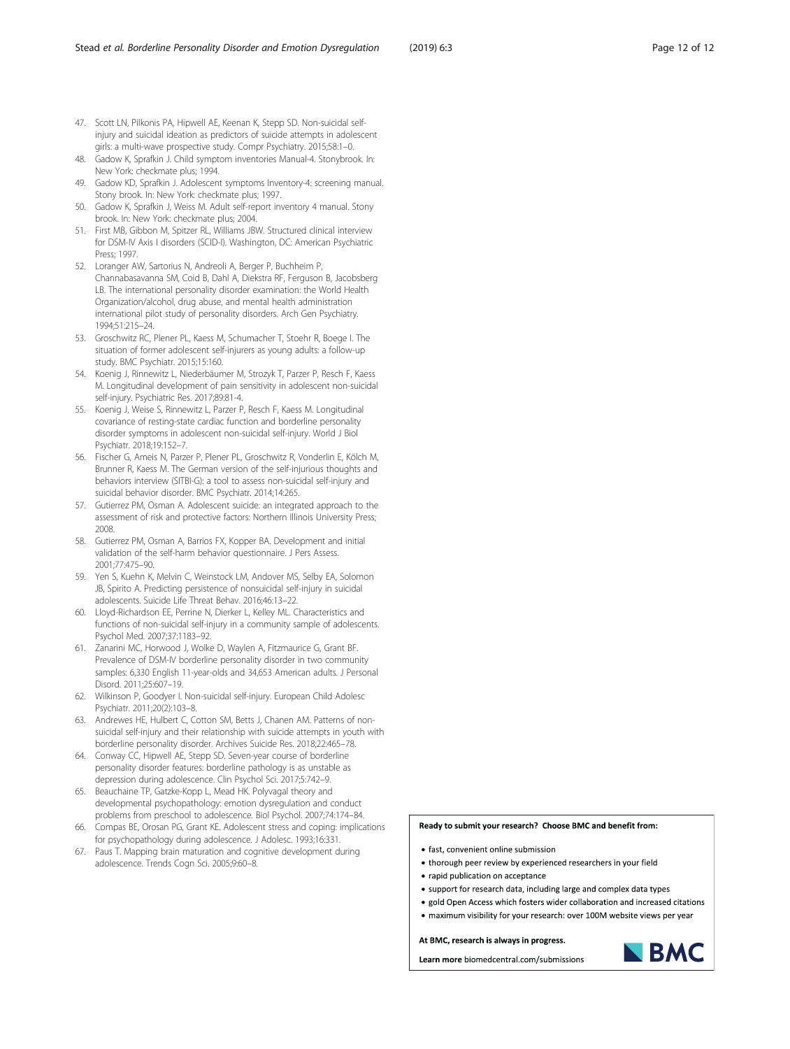47. Scott LN, Pilkonis PA, Hipwell AE, Keenan K, Stepp SD. Non-suicidal self-injury and suicidal ideation as predictors of suicide attempts in adolescent girls: a multi-wave prospective study. Compr Psychiatry. 2015;58:1–0.
48. Gadow K, Sprafkin J. Child symptom inventories Manual-4. Stonybrook. In: New York: checkmate plus; 1994.
49. Gadow KD, Sprafkin J. Adolescent symptoms Inventory-4: screening manual. Stony brook. In: New York: checkmate plus; 1997.
50. Gadow K, Sprafkin J, Weiss M. Adult self-report inventory 4 manual. Stony brook. In: New York: checkmate plus; 2004.
51. First MB, Gibbon M, Spitzer RL, Williams JBW. Structured clinical interview for DSM-IV Axis I disorders (SCID-I). Washington, DC: American Psychiatric Press; 1997.
52. Loranger AW, Sartorius N, Andreoli A, Berger P, Buchheim P, Channabasavanna SM, Coid B, Dahl A, Diekstra RF, Ferguson B, Jacobsberg LB. The international personality disorder examination: the World Health Organization/alcohol, drug abuse, and mental health administration international pilot study of personality disorders. Arch Gen Psychiatry. 1994;51:215–24.
53. Groschwitz RC, Plener PL, Kaess M, Schumacher T, Stoehr R, Boege I. The situation of former adolescent self-injurers as young adults: a follow-up study. BMC Psychiatr. 2015;15:160.
54. Koenig J, Rinnewitz L, Niederbäumer M, Strozyk T, Parzer P, Resch F, Kaess M. Longitudinal development of pain sensitivity in adolescent non-suicidal self-injury. Psychiatric Res. 2017;89:81-4.
55. Koenig J, Weise S, Rinnewitz L, Parzer P, Resch F, Kaess M. Longitudinal covariance of resting-state cardiac function and borderline personality disorder symptoms in adolescent non-suicidal self-injury. World J Biol Psychiatr. 2018;19:152–7.
56. Fischer G, Ameis N, Parzer P, Plener PL, Groschwitz R, Vonderlin E, Kölch M, Brunner R, Kaess M. The German version of the self-injurious thoughts and behaviors interview (SITBI-G): a tool to assess non-suicidal self-injury and suicidal behavior disorder. BMC Psychiatr. 2014;14:265.
57. Gutierrez PM, Osman A. Adolescent suicide: an integrated approach to the assessment of risk and protective factors: Northern Illinois University Press; 2008.
58. Gutierrez PM, Osman A, Barrios FX, Kopper BA. Development and initial validation of the self-harm behavior questionnaire. J Pers Assess. 2001;77:475–90.
59. Yen S, Kuehn K, Melvin C, Weinstock LM, Andover MS, Selby EA, Solomon JB, Spirito A. Predicting persistence of nonsuicidal self-injury in suicidal adolescents. Suicide Life Threat Behav. 2016;46:13–22.
60. Lloyd-Richardson EE, Perrine N, Dierker L, Kelley ML. Characteristics and functions of non-suicidal self-injury in a community sample of adolescents. Psychol Med. 2007;37:1183–92.
61. Zanarini MC, Horwood J, Wolke D, Waylen A, Fitzmaurice G, Grant BF. Prevalence of DSM-IV borderline personality disorder in two community samples: 6,330 English 11-year-olds and 34,653 American adults. J Personal Disord. 2011;25:607–19.
62. Wilkinson P, Goodyer I. Non-suicidal self-injury. European Child Adolesc Psychiatr. 2011;20(2):103–8.
63. Andrewes HE, Hulbert C, Cotton SM, Betts J, Chanen AM. Patterns of non-suicidal self-injury and their relationship with suicide attempts in youth with borderline personality disorder. Archives Suicide Res. 2018;22:465–78.
64. Conway CC, Hipwell AE, Stepp SD. Seven-year course of borderline personality disorder features: borderline pathology is as unstable as depression during adolescence. Clin Psychol Sci. 2017;5:742–9.
65. Beauchaine TP, Gatzke-Kopp L, Mead HK. Polyvagal theory and developmental psychopathology: emotion dysregulation and conduct problems from preschool to adolescence. Biol Psychol. 2007;74:174–84.
66. Compas BE, Orosan PG, Grant KE. Adolescent stress and coping: implications for psychopathology during adolescence. J Adolesc. 1993;16:331.
67. Paus T. Mapping brain maturation and cognitive development during adolescence. Trends Cogn Sci. 2005;9:60–8.

**Ready to submit your research? Choose BMC and benefit from:**

- fast, convenient online submission
- thorough peer review by experienced researchers in your field
- rapid publication on acceptance
- support for research data, including large and complex data types
- gold Open Access which fosters wider collaboration and increased citations
- maximum visibility for your research: over 100M website views per year

**At BMC, research is always in progress.**

**Learn more** biomedcentral.com/submissions

BMC